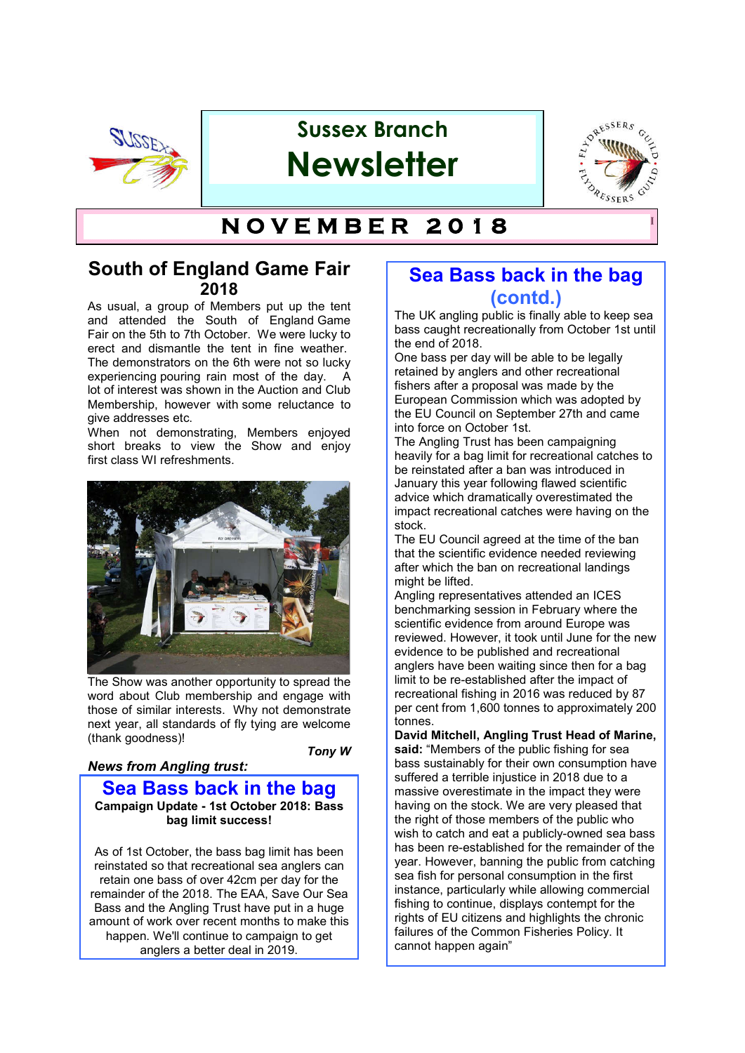# Sussex Branch Newsletter

## NOVEMBER 2018

## South of England Game Fair 2018

As usual, a group of Members put up the tent and attended the South of England Game Fair on the 5th to 7th October. We were lucky to erect and dismantle the tent in fine weather. The demonstrators on the 6th were not so lucky experiencing pouring rain most of the day. A lot of interest was shown in the Auction and Club Membership, however with some reluctance to give addresses etc.

When not demonstrating, Members enjoyed short breaks to view the Show and enjoy first class WI refreshments.

The Show was another opportunity to spread the word about Club membership and engage with those of similar interests. Why not demonstrate next year, all standards of fly tying are welcome (thank goodness)!

***Tony W***

***News from Angling trust:***

## Sea Bass back in the bag

**Campaign Update - 1st October 2018: Bass bag limit success!**

As of 1st October, the bass bag limit has been reinstated so that recreational sea anglers can retain one bass of over 42cm per day for the remainder of the 2018. The EAA, Save Our Sea Bass and the Angling Trust have put in a huge amount of work over recent months to make this happen. We'll continue to campaign to get anglers a better deal in 2019.

## Sea Bass back in the bag (contd.)

The UK angling public is finally able to keep sea bass caught recreationally from October 1st until the end of 2018.

One bass per day will be able to be legally retained by anglers and other recreational fishers after a proposal was made by the European Commission which was adopted by the EU Council on September 27th and came into force on October 1st.

The Angling Trust has been campaigning heavily for a bag limit for recreational catches to be reinstated after a ban was introduced in January this year following flawed scientific advice which dramatically overestimated the impact recreational catches were having on the stock.

The EU Council agreed at the time of the ban that the scientific evidence needed reviewing after which the ban on recreational landings might be lifted.

Angling representatives attended an ICES benchmarking session in February where the scientific evidence from around Europe was reviewed. However, it took until June for the new evidence to be published and recreational anglers have been waiting since then for a bag limit to be re-established after the impact of recreational fishing in 2016 was reduced by 87 per cent from 1,600 tonnes to approximately 200 tonnes.

**David Mitchell, Angling Trust Head of Marine, said:** "Members of the public fishing for sea bass sustainably for their own consumption have suffered a terrible injustice in 2018 due to a massive overestimate in the impact they were having on the stock. We are very pleased that the right of those members of the public who wish to catch and eat a publicly-owned sea bass has been re-established for the remainder of the year. However, banning the public from catching sea fish for personal consumption in the first instance, particularly while allowing commercial fishing to continue, displays contempt for the rights of EU citizens and highlights the chronic failures of the Common Fisheries Policy. It cannot happen again"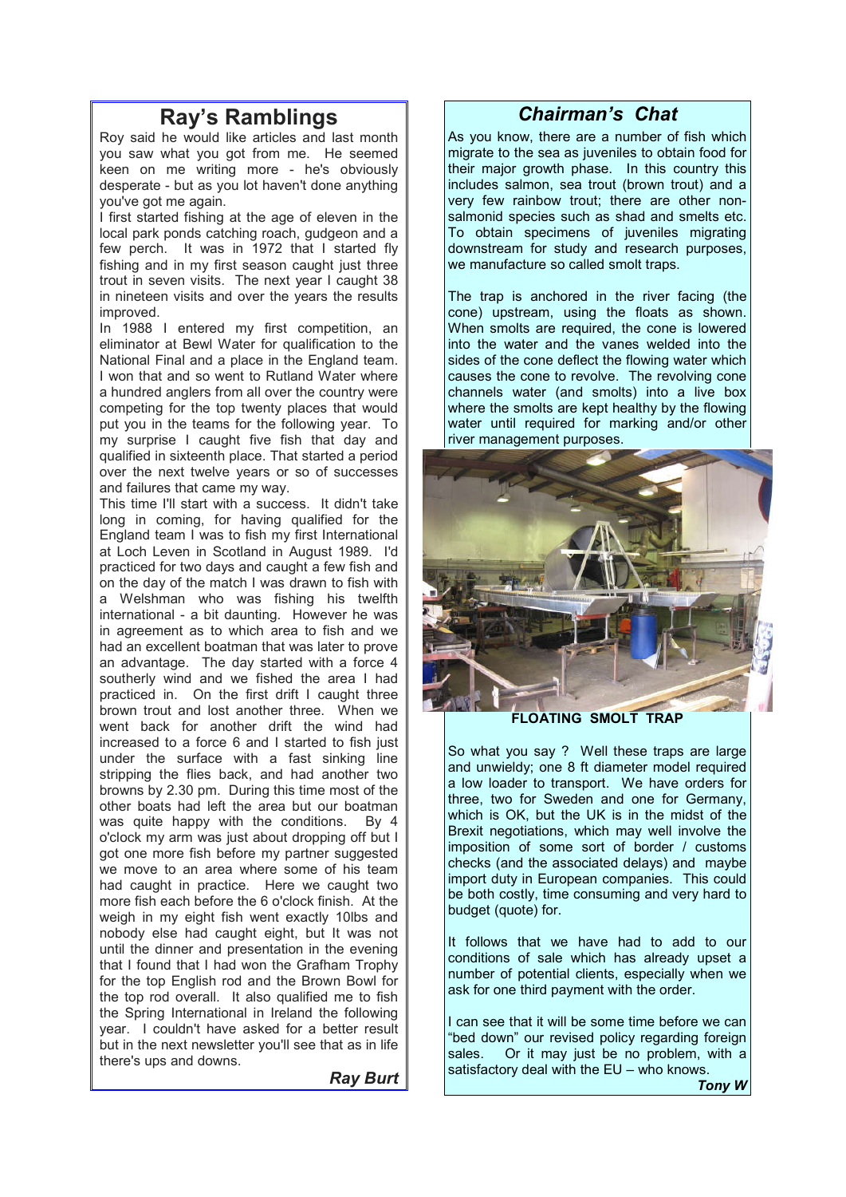## Ray's Ramblings

Roy said he would like articles and last month you saw what you got from me. He seemed keen on me writing more - he's obviously desperate - but as you lot haven't done anything you've got me again.

I first started fishing at the age of eleven in the local park ponds catching roach, gudgeon and a few perch. It was in 1972 that I started fly fishing and in my first season caught just three trout in seven visits. The next year I caught 38 in nineteen visits and over the years the results improved.

In 1988 I entered my first competition, an eliminator at Bewl Water for qualification to the National Final and a place in the England team. I won that and so went to Rutland Water where a hundred anglers from all over the country were competing for the top twenty places that would put you in the teams for the following year. To my surprise I caught five fish that day and qualified in sixteenth place. That started a period over the next twelve years or so of successes and failures that came my way.

This time I'll start with a success. It didn't take long in coming, for having qualified for the England team I was to fish my first International at Loch Leven in Scotland in August 1989. I'd practiced for two days and caught a few fish and on the day of the match I was drawn to fish with a Welshman who was fishing his twelfth international - a bit daunting. However he was in agreement as to which area to fish and we had an excellent boatman that was later to prove an advantage. The day started with a force 4 southerly wind and we fished the area I had practiced in. On the first drift I caught three brown trout and lost another three. When we went back for another drift the wind had increased to a force 6 and I started to fish just under the surface with a fast sinking line stripping the flies back, and had another two browns by 2.30 pm. During this time most of the other boats had left the area but our boatman was quite happy with the conditions. By 4 o'clock my arm was just about dropping off but I got one more fish before my partner suggested we move to an area where some of his team had caught in practice. Here we caught two more fish each before the 6 o'clock finish. At the weigh in my eight fish went exactly 10lbs and nobody else had caught eight, but It was not until the dinner and presentation in the evening that I found that I had won the Grafham Trophy for the top English rod and the Brown Bowl for the top rod overall. It also qualified me to fish the Spring International in Ireland the following year. I couldn't have asked for a better result but in the next newsletter you'll see that as in life there's ups and downs.

***Ray Burt***

## *Chairman's Chat*

As you know, there are a number of fish which migrate to the sea as juveniles to obtain food for their major growth phase. In this country this includes salmon, sea trout (brown trout) and a very few rainbow trout; there are other non-salmonid species such as shad and smelts etc. To obtain specimens of juveniles migrating downstream for study and research purposes, we manufacture so called smolt traps.

The trap is anchored in the river facing (the cone) upstream, using the floats as shown. When smolts are required, the cone is lowered into the water and the vanes welded into the sides of the cone deflect the flowing water which causes the cone to revolve. The revolving cone channels water (and smolts) into a live box where the smolts are kept healthy by the flowing water until required for marking and/or other river management purposes.

**FLOATING SMOLT TRAP**

So what you say ? Well these traps are large and unwieldy; one 8 ft diameter model required a low loader to transport. We have orders for three, two for Sweden and one for Germany, which is OK, but the UK is in the midst of the Brexit negotiations, which may well involve the imposition of some sort of border / customs checks (and the associated delays) and maybe import duty in European companies. This could be both costly, time consuming and very hard to budget (quote) for.

It follows that we have had to add to our conditions of sale which has already upset a number of potential clients, especially when we ask for one third payment with the order.

I can see that it will be some time before we can "bed down" our revised policy regarding foreign sales. Or it may just be no problem, with a satisfactory deal with the EU – who knows.

***Tony W***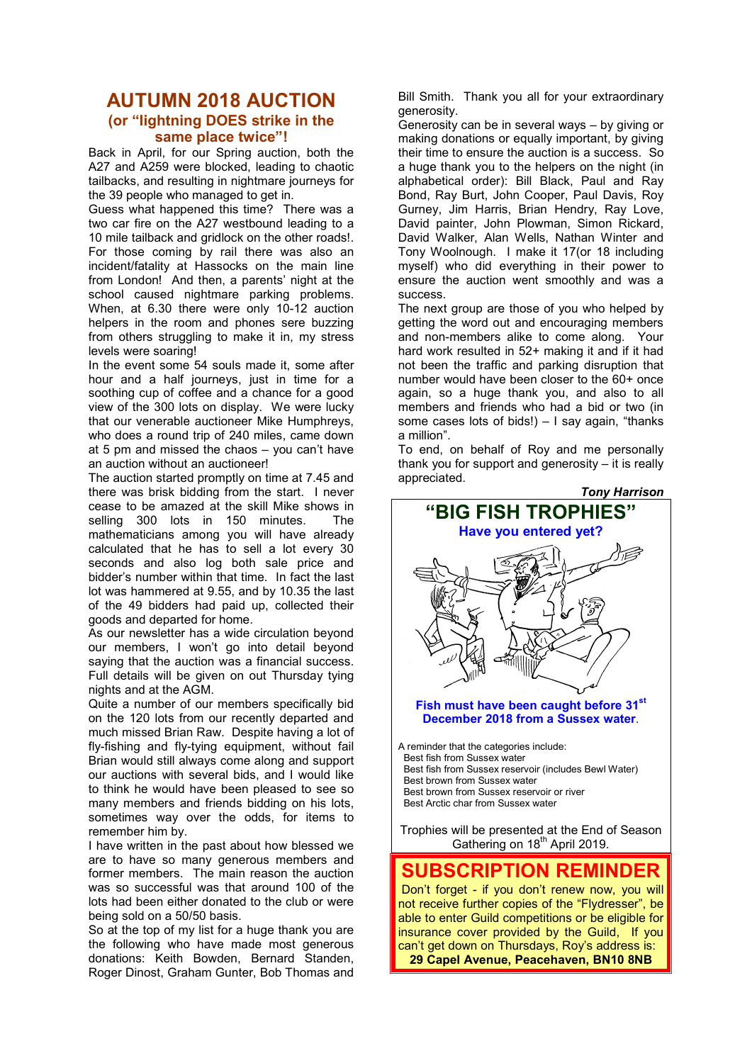# AUTUMN 2018 AUCTION

## (or "lightning DOES strike in the same place twice"!

Back in April, for our Spring auction, both the A27 and A259 were blocked, leading to chaotic tailbacks, and resulting in nightmare journeys for the 39 people who managed to get in.

Guess what happened this time? There was a two car fire on the A27 westbound leading to a 10 mile tailback and gridlock on the other roads!. For those coming by rail there was also an incident/fatality at Hassocks on the main line from London! And then, a parents' night at the school caused nightmare parking problems. When, at 6.30 there were only 10-12 auction helpers in the room and phones sere buzzing from others struggling to make it in, my stress levels were soaring!

In the event some 54 souls made it, some after hour and a half journeys, just in time for a soothing cup of coffee and a chance for a good view of the 300 lots on display. We were lucky that our venerable auctioneer Mike Humphreys, who does a round trip of 240 miles, came down at 5 pm and missed the chaos – you can't have an auction without an auctioneer!

The auction started promptly on time at 7.45 and there was brisk bidding from the start. I never cease to be amazed at the skill Mike shows in selling 300 lots in 150 minutes. The mathematicians among you will have already calculated that he has to sell a lot every 30 seconds and also log both sale price and bidder's number within that time. In fact the last lot was hammered at 9.55, and by 10.35 the last of the 49 bidders had paid up, collected their goods and departed for home.

As our newsletter has a wide circulation beyond our members, I won't go into detail beyond saying that the auction was a financial success. Full details will be given on out Thursday tying nights and at the AGM.

Quite a number of our members specifically bid on the 120 lots from our recently departed and much missed Brian Raw. Despite having a lot of fly-fishing and fly-tying equipment, without fail Brian would still always come along and support our auctions with several bids, and I would like to think he would have been pleased to see so many members and friends bidding on his lots, sometimes way over the odds, for items to remember him by.

I have written in the past about how blessed we are to have so many generous members and former members. The main reason the auction was so successful was that around 100 of the lots had been either donated to the club or were being sold on a 50/50 basis.

So at the top of my list for a huge thank you are the following who have made most generous donations: Keith Bowden, Bernard Standen, Roger Dinost, Graham Gunter, Bob Thomas and Bill Smith. Thank you all for your extraordinary generosity.

Generosity can be in several ways – by giving or making donations or equally important, by giving their time to ensure the auction is a success. So a huge thank you to the helpers on the night (in alphabetical order): Bill Black, Paul and Ray Bond, Ray Burt, John Cooper, Paul Davis, Roy Gurney, Jim Harris, Brian Hendry, Ray Love, David painter, John Plowman, Simon Rickard, David Walker, Alan Wells, Nathan Winter and Tony Woolnough. I make it 17(or 18 including myself) who did everything in their power to ensure the auction went smoothly and was a success.

The next group are those of you who helped by getting the word out and encouraging members and non-members alike to come along. Your hard work resulted in 52+ making it and if it had not been the traffic and parking disruption that number would have been closer to the 60+ once again, so a huge thank you, and also to all members and friends who had a bid or two (in some cases lots of bids!) – I say again, "thanks a million".

To end, on behalf of Roy and me personally thank you for support and generosity – it is really appreciated.

***Tony Harrison***

# "BIG FISH TROPHIES"

**Have you entered yet?**

**Fish must have been caught before 31st December 2018 from a Sussex water.**

A reminder that the categories include:

- Best fish from Sussex water
- Best fish from Sussex reservoir (includes Bewl Water)
- Best brown from Sussex water
- Best brown from Sussex reservoir or river
- Best Arctic char from Sussex water

Trophies will be presented at the End of Season Gathering on 18th April 2019.

# SUBSCRIPTION REMINDER

Don't forget - if you don't renew now, you will not receive further copies of the "Flydresser", be able to enter Guild competitions or be eligible for insurance cover provided by the Guild, If you can't get down on Thursdays, Roy's address is:

**29 Capel Avenue, Peacehaven, BN10 8NB**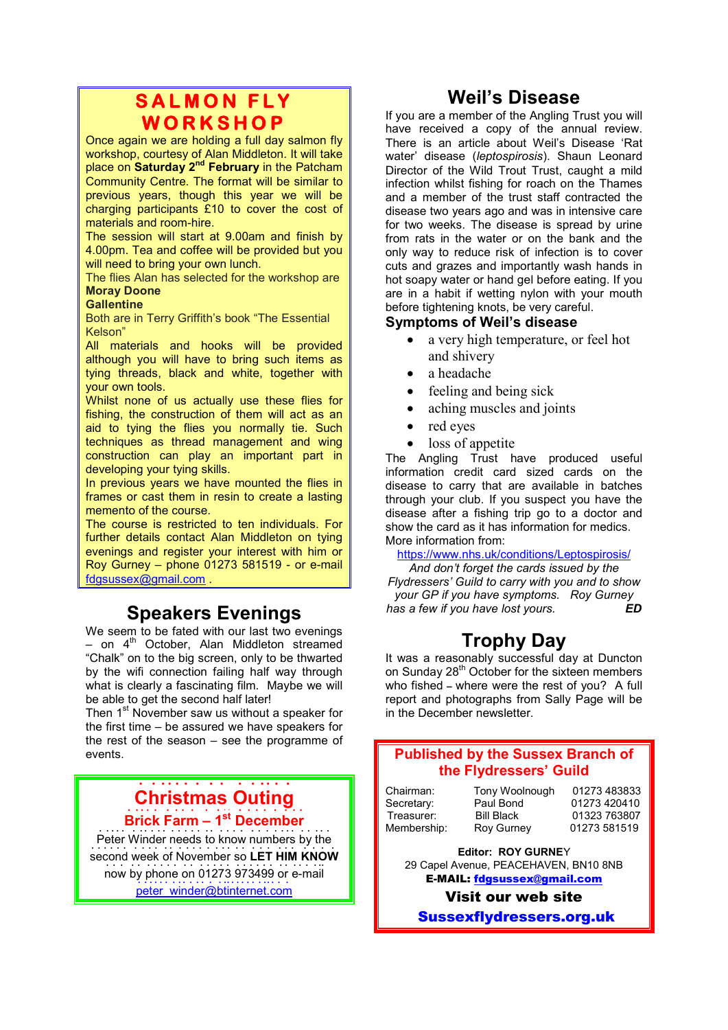# SALMON FLY WORKSHOP

Once again we are holding a full day salmon fly workshop, courtesy of Alan Middleton. It will take place on **Saturday 2nd February** in the Patcham Community Centre. The format will be similar to previous years, though this year we will be charging participants £10 to cover the cost of materials and room-hire.

The session will start at 9.00am and finish by 4.00pm. Tea and coffee will be provided but you will need to bring your own lunch.

The flies Alan has selected for the workshop are

**Moray Doone**

**Gallentine**

Both are in Terry Griffith's book "The Essential Kelson"

All materials and hooks will be provided although you will have to bring such items as tying threads, black and white, together with your own tools.

Whilst none of us actually use these flies for fishing, the construction of them will act as an aid to tying the flies you normally tie. Such techniques as thread management and wing construction can play an important part in developing your tying skills.

In previous years we have mounted the flies in frames or cast them in resin to create a lasting memento of the course.

The course is restricted to ten individuals. For further details contact Alan Middleton on tying evenings and register your interest with him or Roy Gurney – phone 01273 581519 - or e-mail fdgsussex@gmail.com .

# Speakers Evenings

We seem to be fated with our last two evenings – on 4th October, Alan Middleton streamed "Chalk" on to the big screen, only to be thwarted by the wifi connection failing half way through what is clearly a fascinating film. Maybe we will be able to get the second half later!

Then 1st November saw us without a speaker for the first time – be assured we have speakers for the rest of the season – see the programme of events.

## Christmas Outing

### Brick Farm – 1st December

Peter Winder needs to know numbers by the second week of November so **LET HIM KNOW** now by phone on 01273 973499 or e-mail peter_winder@btinternet.com

# Weil's Disease

If you are a member of the Angling Trust you will have received a copy of the annual review. There is an article about Weil's Disease 'Rat water' disease (*leptospirosis*). Shaun Leonard Director of the Wild Trout Trust, caught a mild infection whilst fishing for roach on the Thames and a member of the trust staff contracted the disease two years ago and was in intensive care for two weeks. The disease is spread by urine from rats in the water or on the bank and the only way to reduce risk of infection is to cover cuts and grazes and importantly wash hands in hot soapy water or hand gel before eating. If you are in a habit if wetting nylon with your mouth before tightening knots, be very careful.

## Symptoms of Weil's disease

- a very high temperature, or feel hot and shivery
- a headache
- feeling and being sick
- aching muscles and joints
- red eyes
- loss of appetite

The Angling Trust have produced useful information credit card sized cards on the disease to carry that are available in batches through your club. If you suspect you have the disease after a fishing trip go to a doctor and show the card as it has information for medics.

More information from:

https://www.nhs.uk/conditions/Leptospirosis/

*And don't forget the cards issued by the Flydressers' Guild to carry with you and to show your GP if you have symptoms. Roy Gurney has a few if you have lost yours.* ***ED***

# Trophy Day

It was a reasonably successful day at Duncton on Sunday 28th October for the sixteen members who fished – where were the rest of you? A full report and photographs from Sally Page will be in the December newsletter.

## Published by the Sussex Branch of the Flydressers' Guild

| | | |
|---|---|---|
| Chairman: | Tony Woolnough | 01273 483833 |
| Secretary: | Paul Bond | 01273 420410 |
| Treasurer: | Bill Black | 01323 763807 |
| Membership: | Roy Gurney | 01273 581519 |

**Editor: ROY GURNEY**

29 Capel Avenue, PEACEHAVEN, BN10 8NB

**E-MAIL: fdgsussex@gmail.com**

**Visit our web site**

**Sussexflydressers.org.uk**